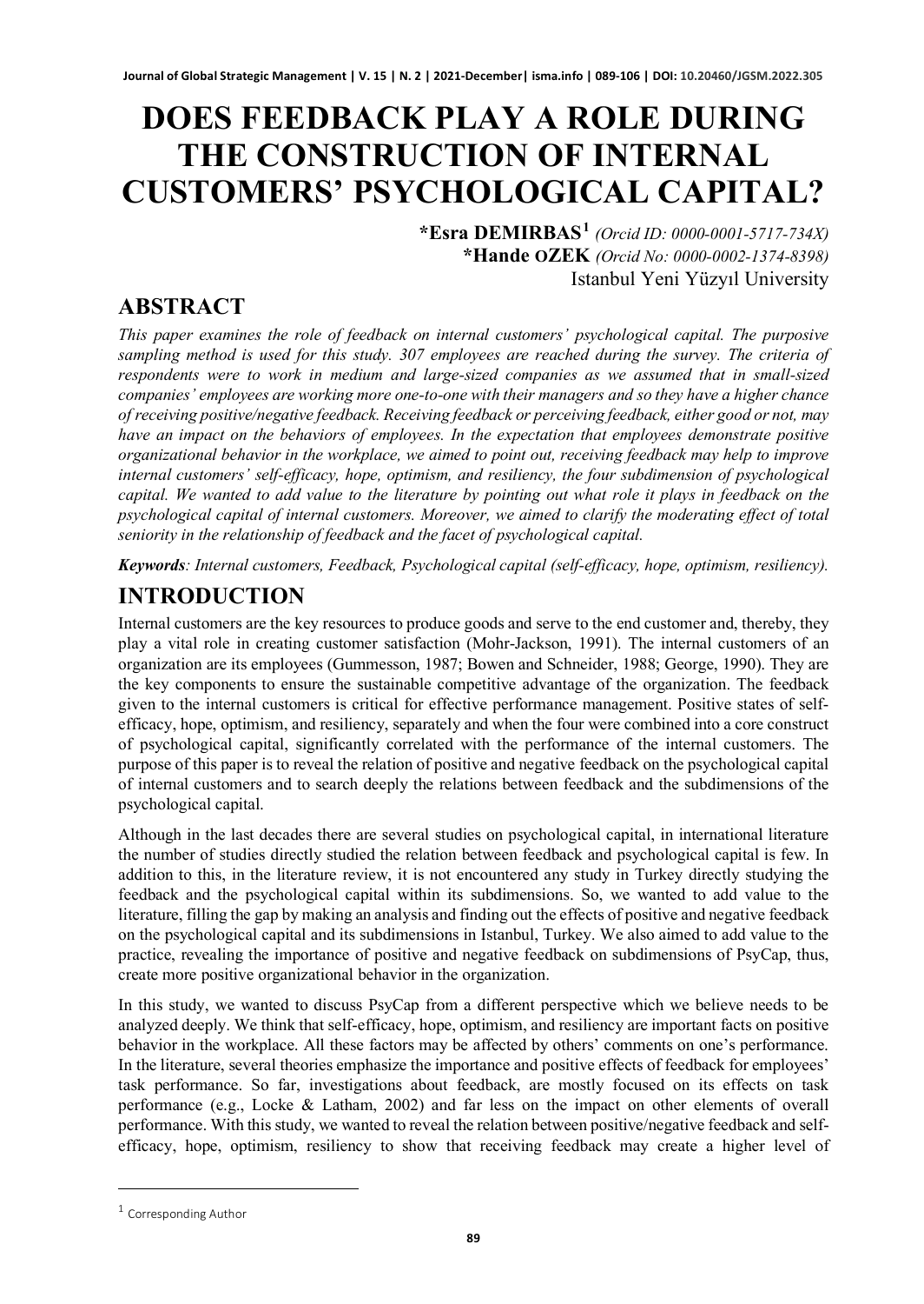# DOES FEEDBACK PLAY A ROLE DURING THE CONSTRUCTION OF INTERNAL CUSTOMERS' PSYCHOLOGICAL CAPITAL?

**\*Esra DEMIRBAS**[1] *(Orcid ID: 0000-0001-5717-734X)*
**\*Hande OZEK** *(Orcid No: 0000-0002-1374-8398)*
Istanbul Yeni Yüzyıl University

## ABSTRACT

*This paper examines the role of feedback on internal customers' psychological capital. The purposive sampling method is used for this study. 307 employees are reached during the survey. The criteria of respondents were to work in medium and large-sized companies as we assumed that in small-sized companies' employees are working more one-to-one with their managers and so they have a higher chance of receiving positive/negative feedback. Receiving feedback or perceiving feedback, either good or not, may have an impact on the behaviors of employees. In the expectation that employees demonstrate positive organizational behavior in the workplace, we aimed to point out, receiving feedback may help to improve internal customers' self-efficacy, hope, optimism, and resiliency, the four subdimension of psychological capital. We wanted to add value to the literature by pointing out what role it plays in feedback on the psychological capital of internal customers. Moreover, we aimed to clarify the moderating effect of total seniority in the relationship of feedback and the facet of psychological capital.*

***Keywords**: Internal customers, Feedback, Psychological capital (self-efficacy, hope, optimism, resiliency).*

## INTRODUCTION

Internal customers are the key resources to produce goods and serve to the end customer and, thereby, they play a vital role in creating customer satisfaction (Mohr-Jackson, 1991). The internal customers of an organization are its employees (Gummesson, 1987; Bowen and Schneider, 1988; George, 1990). They are the key components to ensure the sustainable competitive advantage of the organization. The feedback given to the internal customers is critical for effective performance management. Positive states of self-efficacy, hope, optimism, and resiliency, separately and when the four were combined into a core construct of psychological capital, significantly correlated with the performance of the internal customers. The purpose of this paper is to reveal the relation of positive and negative feedback on the psychological capital of internal customers and to search deeply the relations between feedback and the subdimensions of the psychological capital.

Although in the last decades there are several studies on psychological capital, in international literature the number of studies directly studied the relation between feedback and psychological capital is few. In addition to this, in the literature review, it is not encountered any study in Turkey directly studying the feedback and the psychological capital within its subdimensions. So, we wanted to add value to the literature, filling the gap by making an analysis and finding out the effects of positive and negative feedback on the psychological capital and its subdimensions in Istanbul, Turkey. We also aimed to add value to the practice, revealing the importance of positive and negative feedback on subdimensions of PsyCap, thus, create more positive organizational behavior in the organization.

In this study, we wanted to discuss PsyCap from a different perspective which we believe needs to be analyzed deeply. We think that self-efficacy, hope, optimism, and resiliency are important facts on positive behavior in the workplace. All these factors may be affected by others' comments on one's performance. In the literature, several theories emphasize the importance and positive effects of feedback for employees' task performance. So far, investigations about feedback, are mostly focused on its effects on task performance (e.g., Locke & Latham, 2002) and far less on the impact on other elements of overall performance. With this study, we wanted to reveal the relation between positive/negative feedback and self-efficacy, hope, optimism, resiliency to show that receiving feedback may create a higher level of

[1] Corresponding Author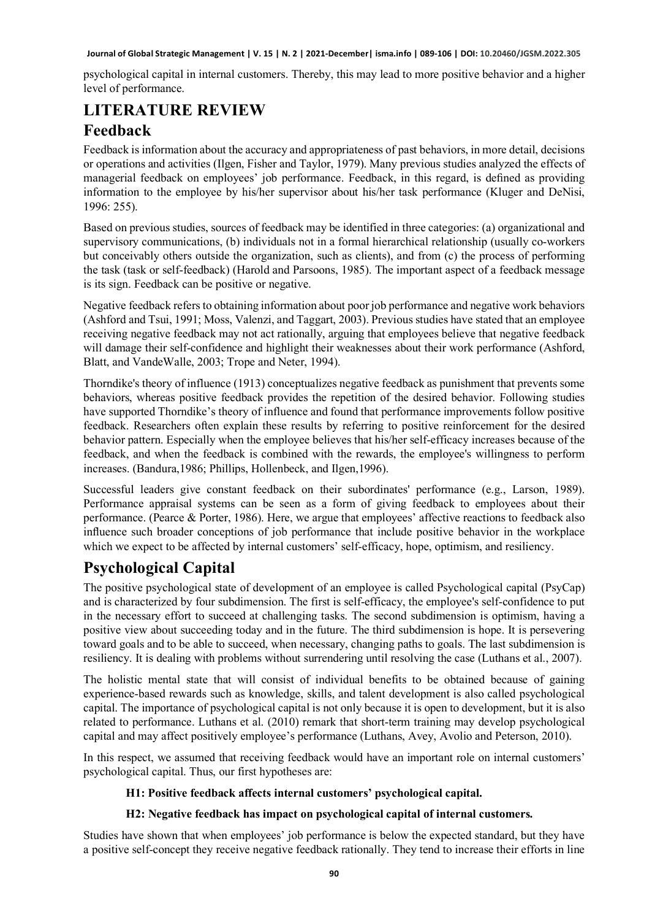psychological capital in internal customers. Thereby, this may lead to more positive behavior and a higher level of performance.

# LITERATURE REVIEW

## Feedback

Feedback is information about the accuracy and appropriateness of past behaviors, in more detail, decisions or operations and activities (Ilgen, Fisher and Taylor, 1979). Many previous studies analyzed the effects of managerial feedback on employees' job performance. Feedback, in this regard, is defined as providing information to the employee by his/her supervisor about his/her task performance (Kluger and DeNisi, 1996: 255).

Based on previous studies, sources of feedback may be identified in three categories: (a) organizational and supervisory communications, (b) individuals not in a formal hierarchical relationship (usually co-workers but conceivably others outside the organization, such as clients), and from (c) the process of performing the task (task or self-feedback) (Harold and Parsoons, 1985). The important aspect of a feedback message is its sign. Feedback can be positive or negative.

Negative feedback refers to obtaining information about poor job performance and negative work behaviors (Ashford and Tsui, 1991; Moss, Valenzi, and Taggart, 2003). Previous studies have stated that an employee receiving negative feedback may not act rationally, arguing that employees believe that negative feedback will damage their self-confidence and highlight their weaknesses about their work performance (Ashford, Blatt, and VandeWalle, 2003; Trope and Neter, 1994).

Thorndike's theory of influence (1913) conceptualizes negative feedback as punishment that prevents some behaviors, whereas positive feedback provides the repetition of the desired behavior. Following studies have supported Thorndike's theory of influence and found that performance improvements follow positive feedback. Researchers often explain these results by referring to positive reinforcement for the desired behavior pattern. Especially when the employee believes that his/her self-efficacy increases because of the feedback, and when the feedback is combined with the rewards, the employee's willingness to perform increases. (Bandura,1986; Phillips, Hollenbeck, and Ilgen,1996).

Successful leaders give constant feedback on their subordinates' performance (e.g., Larson, 1989). Performance appraisal systems can be seen as a form of giving feedback to employees about their performance. (Pearce & Porter, 1986). Here, we argue that employees' affective reactions to feedback also influence such broader conceptions of job performance that include positive behavior in the workplace which we expect to be affected by internal customers' self-efficacy, hope, optimism, and resiliency.

## Psychological Capital

The positive psychological state of development of an employee is called Psychological capital (PsyCap) and is characterized by four subdimension. The first is self-efficacy, the employee's self-confidence to put in the necessary effort to succeed at challenging tasks. The second subdimension is optimism, having a positive view about succeeding today and in the future. The third subdimension is hope. It is persevering toward goals and to be able to succeed, when necessary, changing paths to goals. The last subdimension is resiliency. It is dealing with problems without surrendering until resolving the case (Luthans et al., 2007).

The holistic mental state that will consist of individual benefits to be obtained because of gaining experience-based rewards such as knowledge, skills, and talent development is also called psychological capital. The importance of psychological capital is not only because it is open to development, but it is also related to performance. Luthans et al. (2010) remark that short-term training may develop psychological capital and may affect positively employee's performance (Luthans, Avey, Avolio and Peterson, 2010).

In this respect, we assumed that receiving feedback would have an important role on internal customers' psychological capital. Thus, our first hypotheses are:

**H1: Positive feedback affects internal customers' psychological capital.**

**H2: Negative feedback has impact on psychological capital of internal customers.**

Studies have shown that when employees' job performance is below the expected standard, but they have a positive self-concept they receive negative feedback rationally. They tend to increase their efforts in line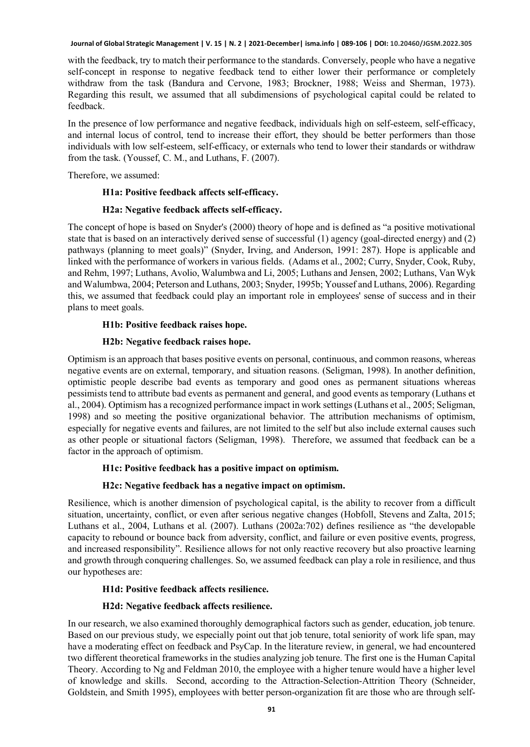with the feedback, try to match their performance to the standards. Conversely, people who have a negative self-concept in response to negative feedback tend to either lower their performance or completely withdraw from the task (Bandura and Cervone, 1983; Brockner, 1988; Weiss and Sherman, 1973). Regarding this result, we assumed that all subdimensions of psychological capital could be related to feedback.

In the presence of low performance and negative feedback, individuals high on self-esteem, self-efficacy, and internal locus of control, tend to increase their effort, they should be better performers than those individuals with low self-esteem, self-efficacy, or externals who tend to lower their standards or withdraw from the task. (Youssef, C. M., and Luthans, F. (2007).

Therefore, we assumed:

**H1a: Positive feedback affects self-efficacy.**

**H2a: Negative feedback affects self-efficacy.**

The concept of hope is based on Snyder's (2000) theory of hope and is defined as "a positive motivational state that is based on an interactively derived sense of successful (1) agency (goal-directed energy) and (2) pathways (planning to meet goals)" (Snyder, Irving, and Anderson, 1991: 287). Hope is applicable and linked with the performance of workers in various fields. (Adams et al., 2002; Curry, Snyder, Cook, Ruby, and Rehm, 1997; Luthans, Avolio, Walumbwa and Li, 2005; Luthans and Jensen, 2002; Luthans, Van Wyk and Walumbwa, 2004; Peterson and Luthans, 2003; Snyder, 1995b; Youssef and Luthans, 2006). Regarding this, we assumed that feedback could play an important role in employees' sense of success and in their plans to meet goals.

**H1b: Positive feedback raises hope.**

**H2b: Negative feedback raises hope.**

Optimism is an approach that bases positive events on personal, continuous, and common reasons, whereas negative events are on external, temporary, and situation reasons. (Seligman, 1998). In another definition, optimistic people describe bad events as temporary and good ones as permanent situations whereas pessimists tend to attribute bad events as permanent and general, and good events as temporary (Luthans et al., 2004). Optimism has a recognized performance impact in work settings (Luthans et al., 2005; Seligman, 1998) and so meeting the positive organizational behavior. The attribution mechanisms of optimism, especially for negative events and failures, are not limited to the self but also include external causes such as other people or situational factors (Seligman, 1998). Therefore, we assumed that feedback can be a factor in the approach of optimism.

**H1c: Positive feedback has a positive impact on optimism.**

**H2c: Negative feedback has a negative impact on optimism.**

Resilience, which is another dimension of psychological capital, is the ability to recover from a difficult situation, uncertainty, conflict, or even after serious negative changes (Hobfoll, Stevens and Zalta, 2015; Luthans et al., 2004, Luthans et al. (2007). Luthans (2002a:702) defines resilience as "the developable capacity to rebound or bounce back from adversity, conflict, and failure or even positive events, progress, and increased responsibility". Resilience allows for not only reactive recovery but also proactive learning and growth through conquering challenges. So, we assumed feedback can play a role in resilience, and thus our hypotheses are:

**H1d: Positive feedback affects resilience.**

**H2d: Negative feedback affects resilience.**

In our research, we also examined thoroughly demographical factors such as gender, education, job tenure. Based on our previous study, we especially point out that job tenure, total seniority of work life span, may have a moderating effect on feedback and PsyCap. In the literature review, in general, we had encountered two different theoretical frameworks in the studies analyzing job tenure. The first one is the Human Capital Theory. According to Ng and Feldman 2010, the employee with a higher tenure would have a higher level of knowledge and skills. Second, according to the Attraction-Selection-Attrition Theory (Schneider, Goldstein, and Smith 1995), employees with better person-organization fit are those who are through self-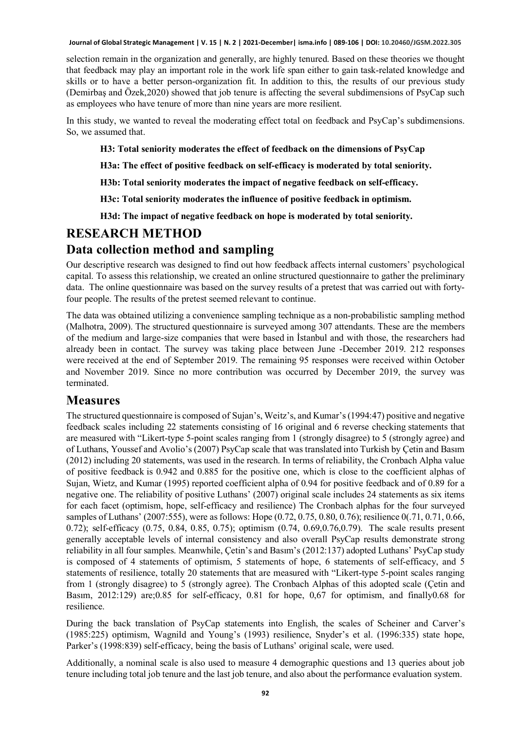selection remain in the organization and generally, are highly tenured. Based on these theories we thought that feedback may play an important role in the work life span either to gain task-related knowledge and skills or to have a better person-organization fit. In addition to this, the results of our previous study (Demirbaş and Özek,2020) showed that job tenure is affecting the several subdimensions of PsyCap such as employees who have tenure of more than nine years are more resilient.

In this study, we wanted to reveal the moderating effect total on feedback and PsyCap's subdimensions. So, we assumed that.

**H3: Total seniority moderates the effect of feedback on the dimensions of PsyCap**

**H3a: The effect of positive feedback on self-efficacy is moderated by total seniority.**

**H3b: Total seniority moderates the impact of negative feedback on self-efficacy.**

**H3c: Total seniority moderates the influence of positive feedback in optimism.**

**H3d: The impact of negative feedback on hope is moderated by total seniority.**

# RESEARCH METHOD

## Data collection method and sampling

Our descriptive research was designed to find out how feedback affects internal customers' psychological capital. To assess this relationship, we created an online structured questionnaire to gather the preliminary data. The online questionnaire was based on the survey results of a pretest that was carried out with forty-four people. The results of the pretest seemed relevant to continue.

The data was obtained utilizing a convenience sampling technique as a non-probabilistic sampling method (Malhotra, 2009). The structured questionnaire is surveyed among 307 attendants. These are the members of the medium and large-size companies that were based in İstanbul and with those, the researchers had already been in contact. The survey was taking place between June -December 2019. 212 responses were received at the end of September 2019. The remaining 95 responses were received within October and November 2019. Since no more contribution was occurred by December 2019, the survey was terminated.

## Measures

The structured questionnaire is composed of Sujan's, Weitz's, and Kumar's (1994:47) positive and negative feedback scales including 22 statements consisting of 16 original and 6 reverse checking statements that are measured with "Likert-type 5-point scales ranging from 1 (strongly disagree) to 5 (strongly agree) and of Luthans, Youssef and Avolio's (2007) PsyCap scale that was translated into Turkish by Çetin and Basım (2012) including 20 statements, was used in the research. In terms of reliability, the Cronbach Alpha value of positive feedback is 0.942 and 0.885 for the positive one, which is close to the coefficient alphas of Sujan, Wietz, and Kumar (1995) reported coefficient alpha of 0.94 for positive feedback and of 0.89 for a negative one. The reliability of positive Luthans' (2007) original scale includes 24 statements as six items for each facet (optimism, hope, self-efficacy and resilience) The Cronbach alphas for the four surveyed samples of Luthans' (2007:555), were as follows: Hope (0.72, 0.75, 0.80, 0.76); resilience 0(.71, 0.71, 0.66, 0.72); self-efficacy (0.75, 0.84, 0.85, 0.75); optimism (0.74, 0.69,0.76,0.79). The scale results present generally acceptable levels of internal consistency and also overall PsyCap results demonstrate strong reliability in all four samples. Meanwhile, Çetin's and Basım's (2012:137) adopted Luthans' PsyCap study is composed of 4 statements of optimism, 5 statements of hope, 6 statements of self-efficacy, and 5 statements of resilience, totally 20 statements that are measured with "Likert-type 5-point scales ranging from 1 (strongly disagree) to 5 (strongly agree). The Cronbach Alphas of this adopted scale (Çetin and Basım, 2012:129) are;0.85 for self-efficacy, 0.81 for hope, 0,67 for optimism, and finally0.68 for resilience.

During the back translation of PsyCap statements into English, the scales of Scheiner and Carver's (1985:225) optimism, Wagnild and Young's (1993) resilience, Snyder's et al. (1996:335) state hope, Parker's (1998:839) self-efficacy, being the basis of Luthans' original scale, were used.

Additionally, a nominal scale is also used to measure 4 demographic questions and 13 queries about job tenure including total job tenure and the last job tenure, and also about the performance evaluation system.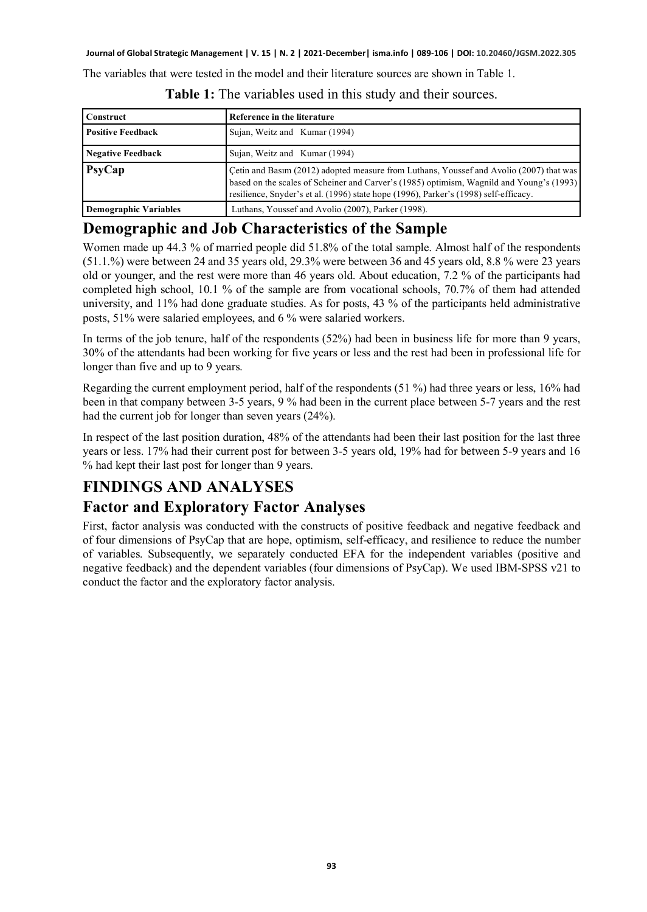The variables that were tested in the model and their literature sources are shown in Table 1.

**Table 1:** The variables used in this study and their sources.

| Construct | Reference in the literature |
|---|---|
| **Positive Feedback** | Sujan, Weitz and Kumar (1994) |
| **Negative Feedback** | Sujan, Weitz and Kumar (1994) |
| **PsyCap** | Çetin and Basım (2012) adopted measure from Luthans, Youssef and Avolio (2007) that was based on the scales of Scheiner and Carver's (1985) optimism, Wagnild and Young's (1993) resilience, Snyder's et al. (1996) state hope (1996), Parker's (1998) self-efficacy. |
| **Demographic Variables** | Luthans, Youssef and Avolio (2007), Parker (1998). |

## Demographic and Job Characteristics of the Sample

Women made up 44.3 % of married people did 51.8% of the total sample. Almost half of the respondents (51.1.%) were between 24 and 35 years old, 29.3% were between 36 and 45 years old, 8.8 % were 23 years old or younger, and the rest were more than 46 years old. About education, 7.2 % of the participants had completed high school, 10.1 % of the sample are from vocational schools, 70.7% of them had attended university, and 11% had done graduate studies. As for posts, 43 % of the participants held administrative posts, 51% were salaried employees, and 6 % were salaried workers.

In terms of the job tenure, half of the respondents (52%) had been in business life for more than 9 years, 30% of the attendants had been working for five years or less and the rest had been in professional life for longer than five and up to 9 years.

Regarding the current employment period, half of the respondents (51 %) had three years or less, 16% had been in that company between 3-5 years, 9 % had been in the current place between 5-7 years and the rest had the current job for longer than seven years (24%).

In respect of the last position duration, 48% of the attendants had been their last position for the last three years or less. 17% had their current post for between 3-5 years old, 19% had for between 5-9 years and 16 % had kept their last post for longer than 9 years.

# FINDINGS AND ANALYSES

## Factor and Exploratory Factor Analyses

First, factor analysis was conducted with the constructs of positive feedback and negative feedback and of four dimensions of PsyCap that are hope, optimism, self-efficacy, and resilience to reduce the number of variables. Subsequently, we separately conducted EFA for the independent variables (positive and negative feedback) and the dependent variables (four dimensions of PsyCap). We used IBM-SPSS v21 to conduct the factor and the exploratory factor analysis.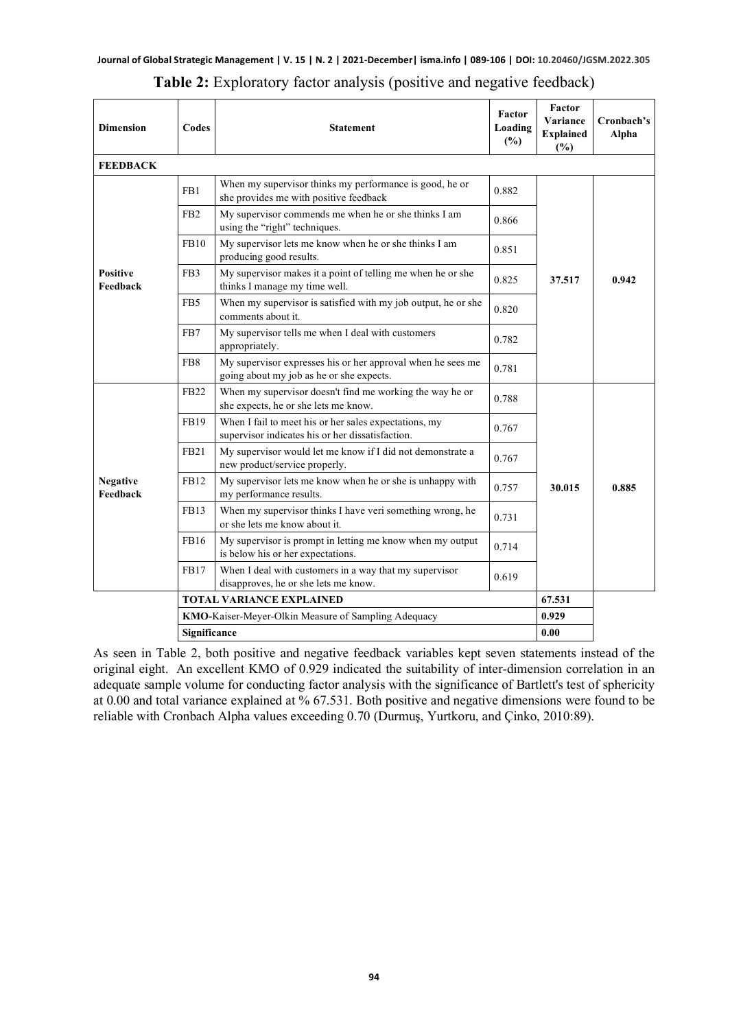**Table 2:** Exploratory factor analysis (positive and negative feedback)

| Dimension | Codes | Statement | Factor Loading (%) | Factor Variance Explained (%) | Cronbach's Alpha |
|---|---|---|---|---|---|
| **FEEDBACK** | | | | | |
| **Positive Feedback** | FB1 | When my supervisor thinks my performance is good, he or she provides me with positive feedback | 0.882 | **37.517** | **0.942** |
| | FB2 | My supervisor commends me when he or she thinks I am using the "right" techniques. | 0.866 | | |
| | FB10 | My supervisor lets me know when he or she thinks I am producing good results. | 0.851 | | |
| | FB3 | My supervisor makes it a point of telling me when he or she thinks I manage my time well. | 0.825 | | |
| | FB5 | When my supervisor is satisfied with my job output, he or she comments about it. | 0.820 | | |
| | FB7 | My supervisor tells me when I deal with customers appropriately. | 0.782 | | |
| | FB8 | My supervisor expresses his or her approval when he sees me going about my job as he or she expects. | 0.781 | | |
| **Negative Feedback** | FB22 | When my supervisor doesn't find me working the way he or she expects, he or she lets me know. | 0.788 | **30.015** | **0.885** |
| | FB19 | When I fail to meet his or her sales expectations, my supervisor indicates his or her dissatisfaction. | 0.767 | | |
| | FB21 | My supervisor would let me know if I did not demonstrate a new product/service properly. | 0.767 | | |
| | FB12 | My supervisor lets me know when he or she is unhappy with my performance results. | 0.757 | | |
| | FB13 | When my supervisor thinks I have veri something wrong, he or she lets me know about it. | 0.731 | | |
| | FB16 | My supervisor is prompt in letting me know when my output is below his or her expectations. | 0.714 | | |
| | FB17 | When I deal with customers in a way that my supervisor disapproves, he or she lets me know. | 0.619 | | |
| | **TOTAL VARIANCE EXPLAINED** | | | **67.531** | |
| | **KMO**-Kaiser-Meyer-Olkin Measure of Sampling Adequacy | | | **0.929** | |
| | **Significance** | | | **0.00** | |

As seen in Table 2, both positive and negative feedback variables kept seven statements instead of the original eight. An excellent KMO of 0.929 indicated the suitability of inter-dimension correlation in an adequate sample volume for conducting factor analysis with the significance of Bartlett's test of sphericity at 0.00 and total variance explained at % 67.531. Both positive and negative dimensions were found to be reliable with Cronbach Alpha values exceeding 0.70 (Durmuş, Yurtkoru, and Çinko, 2010:89).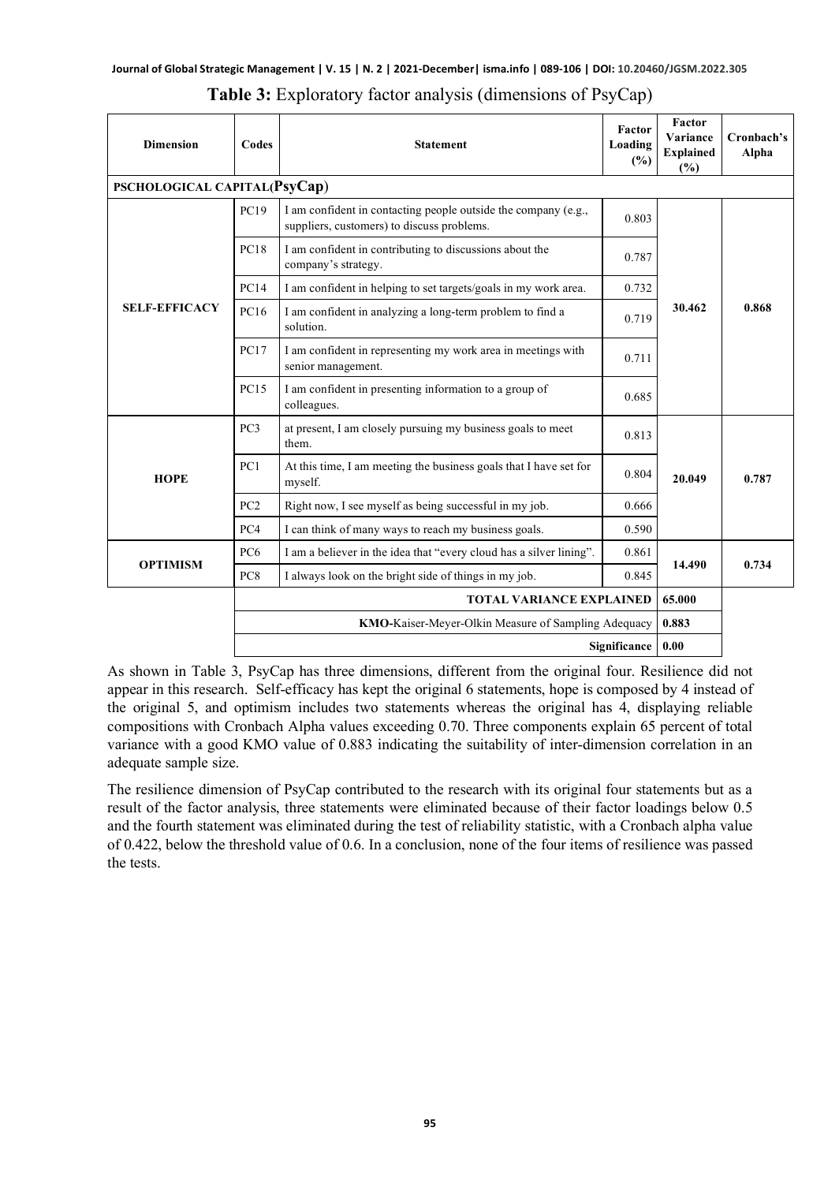**Table 3:** Exploratory factor analysis (dimensions of PsyCap)

| Dimension | Codes | Statement | Factor Loading (%) | Factor Variance Explained (%) | Cronbach's Alpha |
|---|---|---|---|---|---|
| PSCHOLOGICAL CAPITAL(PsyCap) | | | | | |
| SELF-EFFICACY | PC19 | I am confident in contacting people outside the company (e.g., suppliers, customers) to discuss problems. | 0.803 | 30.462 | 0.868 |
| | PC18 | I am confident in contributing to discussions about the company's strategy. | 0.787 | | |
| | PC14 | I am confident in helping to set targets/goals in my work area. | 0.732 | | |
| | PC16 | I am confident in analyzing a long-term problem to find a solution. | 0.719 | | |
| | PC17 | I am confident in representing my work area in meetings with senior management. | 0.711 | | |
| | PC15 | I am confident in presenting information to a group of colleagues. | 0.685 | | |
| HOPE | PC3 | at present, I am closely pursuing my business goals to meet them. | 0.813 | 20.049 | 0.787 |
| | PC1 | At this time, I am meeting the business goals that I have set for myself. | 0.804 | | |
| | PC2 | Right now, I see myself as being successful in my job. | 0.666 | | |
| | PC4 | I can think of many ways to reach my business goals. | 0.590 | | |
| OPTIMISM | PC6 | I am a believer in the idea that "every cloud has a silver lining". | 0.861 | 14.490 | 0.734 |
| | PC8 | I always look on the bright side of things in my job. | 0.845 | | |
| | | **TOTAL VARIANCE EXPLAINED** | | 65.000 | |
| | | **KMO**-Kaiser-Meyer-Olkin Measure of Sampling Adequacy | | 0.883 | |
| | | **Significance** | | 0.00 | |

As shown in Table 3, PsyCap has three dimensions, different from the original four. Resilience did not appear in this research. Self-efficacy has kept the original 6 statements, hope is composed by 4 instead of the original 5, and optimism includes two statements whereas the original has 4, displaying reliable compositions with Cronbach Alpha values exceeding 0.70. Three components explain 65 percent of total variance with a good KMO value of 0.883 indicating the suitability of inter-dimension correlation in an adequate sample size.

The resilience dimension of PsyCap contributed to the research with its original four statements but as a result of the factor analysis, three statements were eliminated because of their factor loadings below 0.5 and the fourth statement was eliminated during the test of reliability statistic, with a Cronbach alpha value of 0.422, below the threshold value of 0.6. In a conclusion, none of the four items of resilience was passed the tests.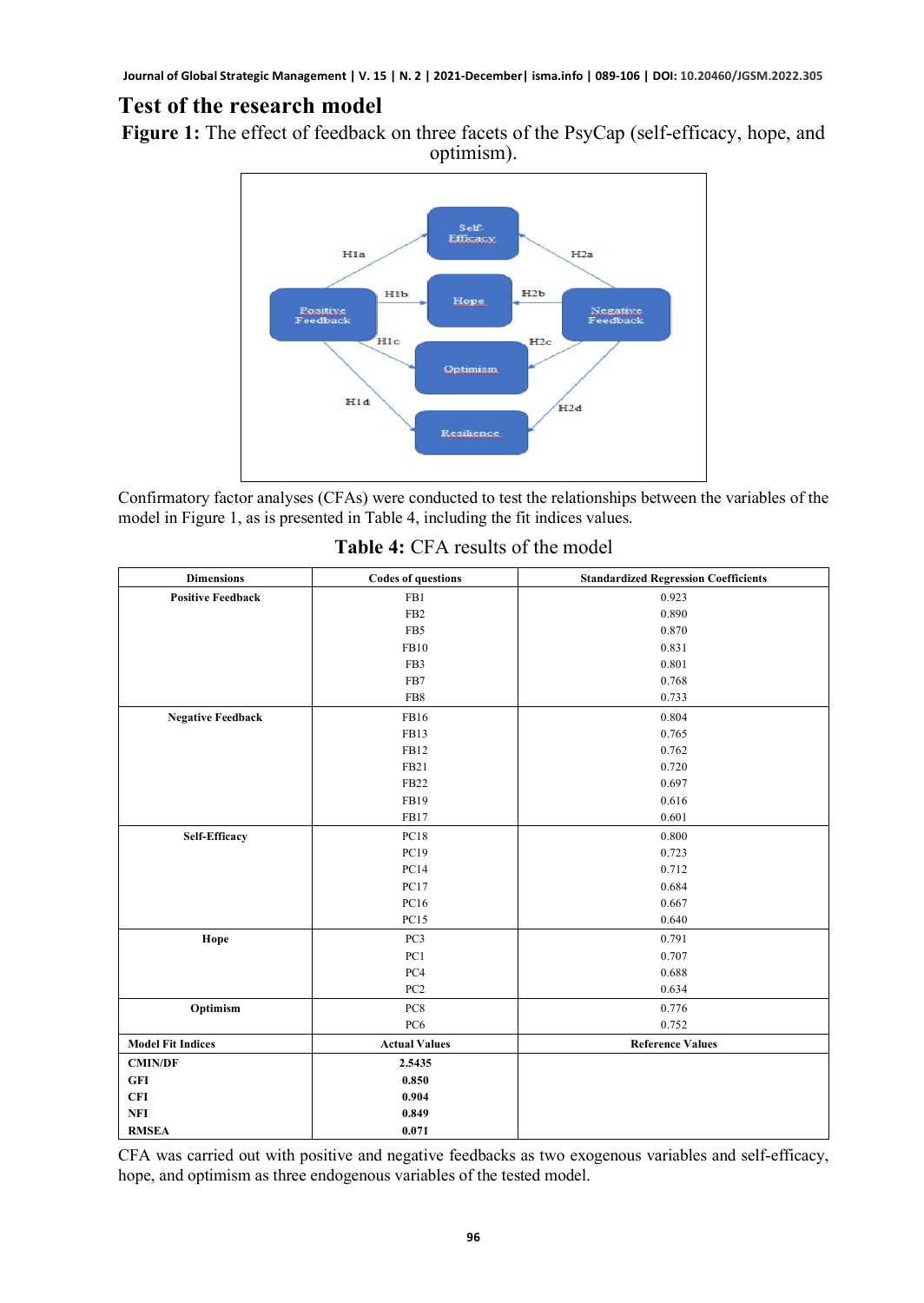## Test of the research model

**Figure 1:** The effect of feedback on three facets of the PsyCap (self-efficacy, hope, and optimism).

Confirmatory factor analyses (CFAs) were conducted to test the relationships between the variables of the model in Figure 1, as is presented in Table 4, including the fit indices values.

**Table 4:** CFA results of the model

| Dimensions | Codes of questions | Standardized Regression Coefficients |
|---|---|---|
| **Positive Feedback** | FB1 | 0.923 |
| | FB2 | 0.890 |
| | FB5 | 0.870 |
| | FB10 | 0.831 |
| | FB3 | 0.801 |
| | FB7 | 0.768 |
| | FB8 | 0.733 |
| **Negative Feedback** | FB16 | 0.804 |
| | FB13 | 0.765 |
| | FB12 | 0.762 |
| | FB21 | 0.720 |
| | FB22 | 0.697 |
| | FB19 | 0.616 |
| | FB17 | 0.601 |
| **Self-Efficacy** | PC18 | 0.800 |
| | PC19 | 0.723 |
| | PC14 | 0.712 |
| | PC17 | 0.684 |
| | PC16 | 0.667 |
| | PC15 | 0.640 |
| **Hope** | PC3 | 0.791 |
| | PC1 | 0.707 |
| | PC4 | 0.688 |
| | PC2 | 0.634 |
| **Optimism** | PC8 | 0.776 |
| | PC6 | 0.752 |
| **Model Fit Indices** | **Actual Values** | **Reference Values** |
| **CMIN/DF** | **2.5435** | |
| **GFI** | **0.850** | |
| **CFI** | **0.904** | |
| **NFI** | **0.849** | |
| **RMSEA** | **0.071** | |

CFA was carried out with positive and negative feedbacks as two exogenous variables and self-efficacy, hope, and optimism as three endogenous variables of the tested model.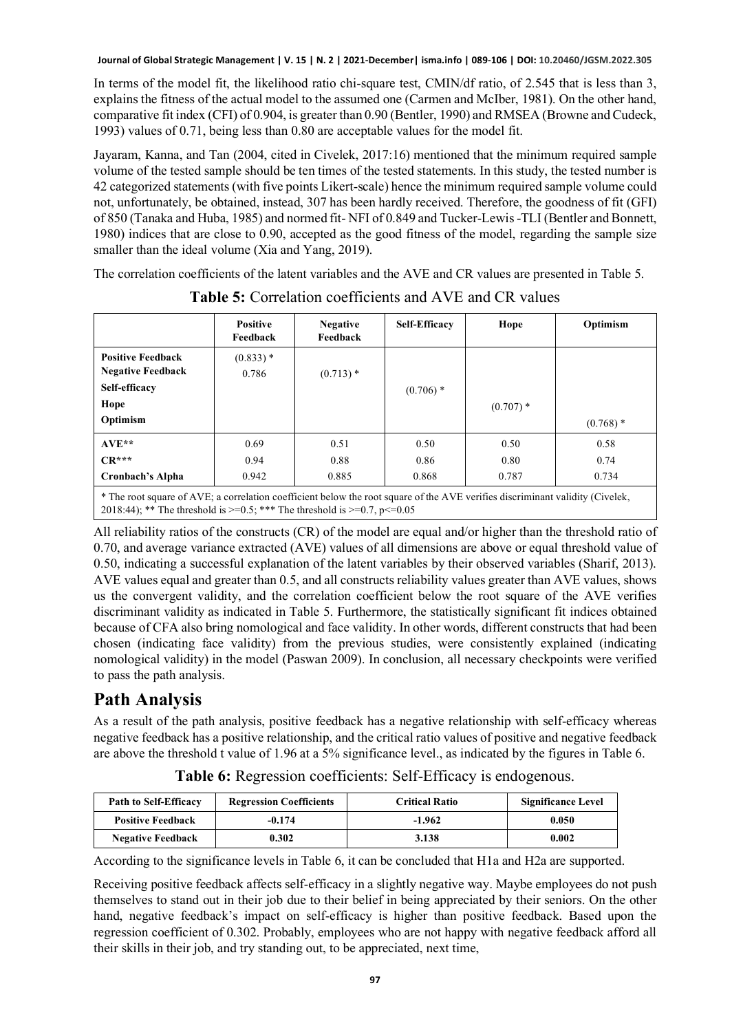In terms of the model fit, the likelihood ratio chi-square test, CMIN/df ratio, of 2.545 that is less than 3, explains the fitness of the actual model to the assumed one (Carmen and McIber, 1981). On the other hand, comparative fit index (CFI) of 0.904, is greater than 0.90 (Bentler, 1990) and RMSEA (Browne and Cudeck, 1993) values of 0.71, being less than 0.80 are acceptable values for the model fit.

Jayaram, Kanna, and Tan (2004, cited in Civelek, 2017:16) mentioned that the minimum required sample volume of the tested sample should be ten times of the tested statements. In this study, the tested number is 42 categorized statements (with five points Likert-scale) hence the minimum required sample volume could not, unfortunately, be obtained, instead, 307 has been hardly received. Therefore, the goodness of fit (GFI) of 850 (Tanaka and Huba, 1985) and normed fit- NFI of 0.849 and Tucker-Lewis -TLI (Bentler and Bonnett, 1980) indices that are close to 0.90, accepted as the good fitness of the model, regarding the sample size smaller than the ideal volume (Xia and Yang, 2019).

The correlation coefficients of the latent variables and the AVE and CR values are presented in Table 5.

**Table 5:** Correlation coefficients and AVE and CR values

| | Positive Feedback | Negative Feedback | Self-Efficacy | Hope | Optimism |
|---|---|---|---|---|---|
| **Positive Feedback** | (0.833) * | | | | |
| **Negative Feedback** | 0.786 | (0.713) * | | | |
| **Self-efficacy** | | | (0.706) * | | |
| **Hope** | | | | (0.707) * | |
| **Optimism** | | | | | (0.768) * |
| **AVE\*\*** | 0.69 | 0.51 | 0.50 | 0.50 | 0.58 |
| **CR\*\*\*** | 0.94 | 0.88 | 0.86 | 0.80 | 0.74 |
| **Cronbach's Alpha** | 0.942 | 0.885 | 0.868 | 0.787 | 0.734 |

\* The root square of AVE; a correlation coefficient below the root square of the AVE verifies discriminant validity (Civelek, 2018:44); \*\* The threshold is >=0.5; \*\*\* The threshold is >=0.7, p<=0.05

All reliability ratios of the constructs (CR) of the model are equal and/or higher than the threshold ratio of 0.70, and average variance extracted (AVE) values of all dimensions are above or equal threshold value of 0.50, indicating a successful explanation of the latent variables by their observed variables (Sharif, 2013). AVE values equal and greater than 0.5, and all constructs reliability values greater than AVE values, shows us the convergent validity, and the correlation coefficient below the root square of the AVE verifies discriminant validity as indicated in Table 5. Furthermore, the statistically significant fit indices obtained because of CFA also bring nomological and face validity. In other words, different constructs that had been chosen (indicating face validity) from the previous studies, were consistently explained (indicating nomological validity) in the model (Paswan 2009). In conclusion, all necessary checkpoints were verified to pass the path analysis.

## Path Analysis

As a result of the path analysis, positive feedback has a negative relationship with self-efficacy whereas negative feedback has a positive relationship, and the critical ratio values of positive and negative feedback are above the threshold t value of 1.96 at a 5% significance level., as indicated by the figures in Table 6.

**Table 6:** Regression coefficients: Self-Efficacy is endogenous.

| Path to Self-Efficacy | Regression Coefficients | Critical Ratio | Significance Level |
|---|---|---|---|
| **Positive Feedback** | **-0.174** | **-1.962** | **0.050** |
| **Negative Feedback** | **0.302** | **3.138** | **0.002** |

According to the significance levels in Table 6, it can be concluded that H1a and H2a are supported.

Receiving positive feedback affects self-efficacy in a slightly negative way. Maybe employees do not push themselves to stand out in their job due to their belief in being appreciated by their seniors. On the other hand, negative feedback's impact on self-efficacy is higher than positive feedback. Based upon the regression coefficient of 0.302. Probably, employees who are not happy with negative feedback afford all their skills in their job, and try standing out, to be appreciated, next time,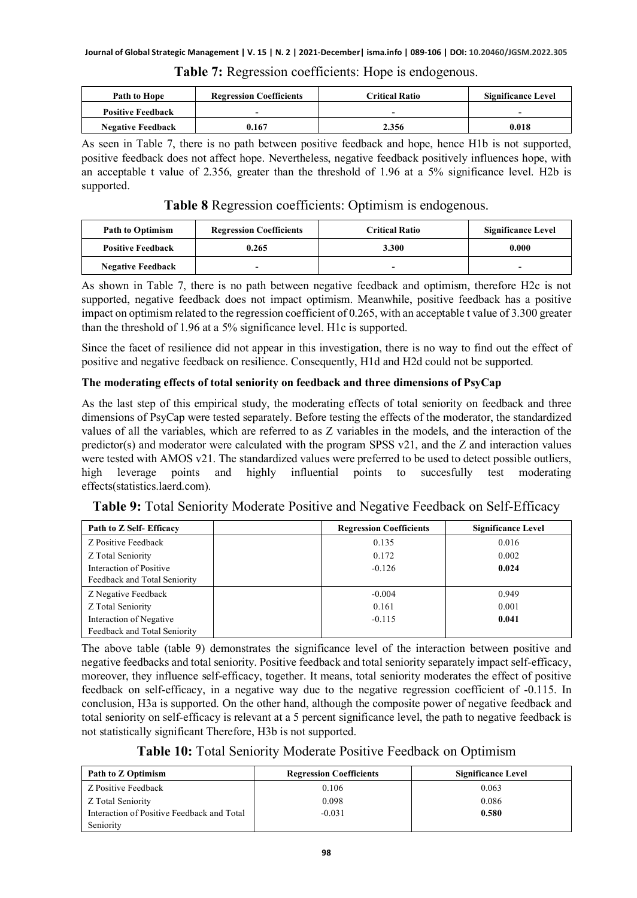**Table 7:** Regression coefficients: Hope is endogenous.

| Path to Hope | Regression Coefficients | Critical Ratio | Significance Level |
|---|---|---|---|
| Positive Feedback | - | - | - |
| Negative Feedback | 0.167 | 2.356 | 0.018 |

As seen in Table 7, there is no path between positive feedback and hope, hence H1b is not supported, positive feedback does not affect hope. Nevertheless, negative feedback positively influences hope, with an acceptable t value of 2.356, greater than the threshold of 1.96 at a 5% significance level. H2b is supported.

**Table 8** Regression coefficients: Optimism is endogenous.

| Path to Optimism | Regression Coefficients | Critical Ratio | Significance Level |
|---|---|---|---|
| Positive Feedback | 0.265 | 3.300 | 0.000 |
| Negative Feedback | - | - | - |

As shown in Table 7, there is no path between negative feedback and optimism, therefore H2c is not supported, negative feedback does not impact optimism. Meanwhile, positive feedback has a positive impact on optimism related to the regression coefficient of 0.265, with an acceptable t value of 3.300 greater than the threshold of 1.96 at a 5% significance level. H1c is supported.

Since the facet of resilience did not appear in this investigation, there is no way to find out the effect of positive and negative feedback on resilience. Consequently, H1d and H2d could not be supported.

**The moderating effects of total seniority on feedback and three dimensions of PsyCap**

As the last step of this empirical study, the moderating effects of total seniority on feedback and three dimensions of PsyCap were tested separately. Before testing the effects of the moderator, the standardized values of all the variables, which are referred to as Z variables in the models, and the interaction of the predictor(s) and moderator were calculated with the program SPSS v21, and the Z and interaction values were tested with AMOS v21. The standardized values were preferred to be used to detect possible outliers, high leverage points and highly influential points to succesfully test moderating effects(statistics.laerd.com).

**Table 9:** Total Seniority Moderate Positive and Negative Feedback on Self-Efficacy

| Path to Z Self- Efficacy | | Regression Coefficients | Significance Level |
|---|---|---|---|
| Z Positive Feedback | | 0.135 | 0.016 |
| Z Total Seniority | | 0.172 | 0.002 |
| Interaction of Positive Feedback and Total Seniority | | -0.126 | **0.024** |
| Z Negative Feedback | | -0.004 | 0.949 |
| Z Total Seniority | | 0.161 | 0.001 |
| Interaction of Negative Feedback and Total Seniority | | -0.115 | **0.041** |

The above table (table 9) demonstrates the significance level of the interaction between positive and negative feedbacks and total seniority. Positive feedback and total seniority separately impact self-efficacy, moreover, they influence self-efficacy, together. It means, total seniority moderates the effect of positive feedback on self-efficacy, in a negative way due to the negative regression coefficient of -0.115. In conclusion, H3a is supported. On the other hand, although the composite power of negative feedback and total seniority on self-efficacy is relevant at a 5 percent significance level, the path to negative feedback is not statistically significant Therefore, H3b is not supported.

**Table 10:** Total Seniority Moderate Positive Feedback on Optimism

| Path to Z Optimism | Regression Coefficients | Significance Level |
|---|---|---|
| Z Positive Feedback | 0.106 | 0.063 |
| Z Total Seniority | 0.098 | 0.086 |
| Interaction of Positive Feedback and Total Seniority | -0.031 | **0.580** |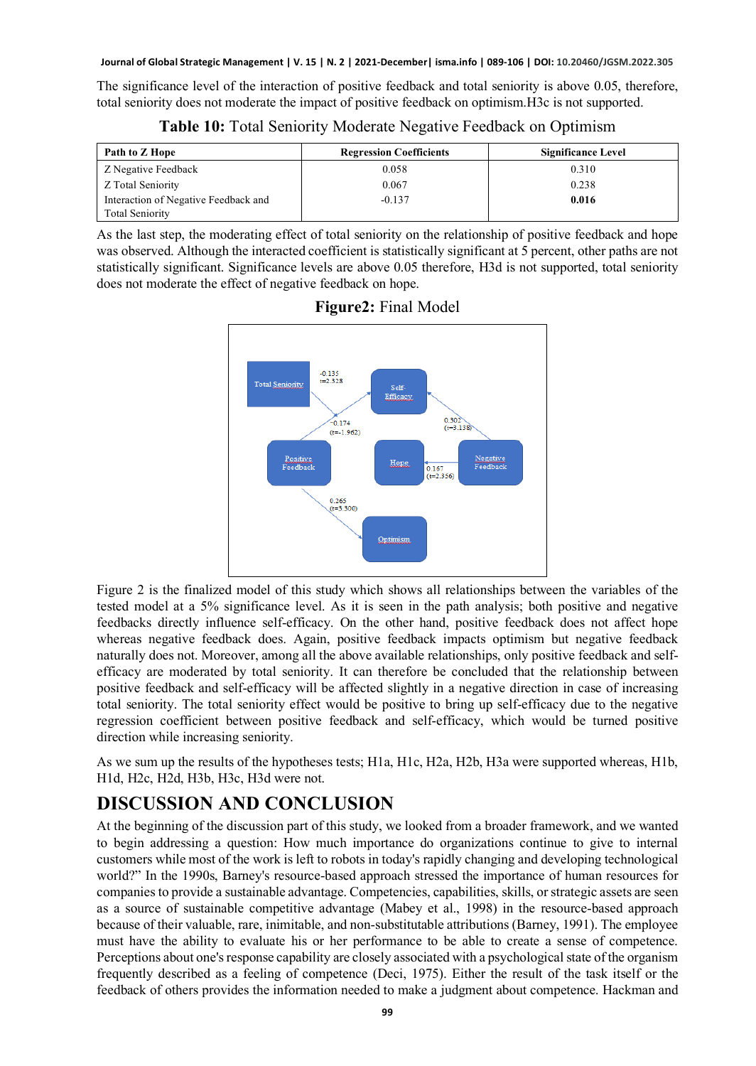The significance level of the interaction of positive feedback and total seniority is above 0.05, therefore, total seniority does not moderate the impact of positive feedback on optimism.H3c is not supported.

**Table 10:** Total Seniority Moderate Negative Feedback on Optimism

| Path to Z Hope | Regression Coefficients | Significance Level |
|---|---|---|
| Z Negative Feedback | 0.058 | 0.310 |
| Z Total Seniority | 0.067 | 0.238 |
| Interaction of Negative Feedback and Total Seniority | -0.137 | **0.016** |

As the last step, the moderating effect of total seniority on the relationship of positive feedback and hope was observed. Although the interacted coefficient is statistically significant at 5 percent, other paths are not statistically significant. Significance levels are above 0.05 therefore, H3d is not supported, total seniority does not moderate the effect of negative feedback on hope.

**Figure2:** Final Model

Figure 2 is the finalized model of this study which shows all relationships between the variables of the tested model at a 5% significance level. As it is seen in the path analysis; both positive and negative feedbacks directly influence self-efficacy. On the other hand, positive feedback does not affect hope whereas negative feedback does. Again, positive feedback impacts optimism but negative feedback naturally does not. Moreover, among all the above available relationships, only positive feedback and self-efficacy are moderated by total seniority. It can therefore be concluded that the relationship between positive feedback and self-efficacy will be affected slightly in a negative direction in case of increasing total seniority. The total seniority effect would be positive to bring up self-efficacy due to the negative regression coefficient between positive feedback and self-efficacy, which would be turned positive direction while increasing seniority.

As we sum up the results of the hypotheses tests; H1a, H1c, H2a, H2b, H3a were supported whereas, H1b, H1d, H2c, H2d, H3b, H3c, H3d were not.

# DISCUSSION AND CONCLUSION

At the beginning of the discussion part of this study, we looked from a broader framework, and we wanted to begin addressing a question: How much importance do organizations continue to give to internal customers while most of the work is left to robots in today's rapidly changing and developing technological world?" In the 1990s, Barney's resource-based approach stressed the importance of human resources for companies to provide a sustainable advantage. Competencies, capabilities, skills, or strategic assets are seen as a source of sustainable competitive advantage (Mabey et al., 1998) in the resource-based approach because of their valuable, rare, inimitable, and non-substitutable attributions (Barney, 1991). The employee must have the ability to evaluate his or her performance to be able to create a sense of competence. Perceptions about one's response capability are closely associated with a psychological state of the organism frequently described as a feeling of competence (Deci, 1975). Either the result of the task itself or the feedback of others provides the information needed to make a judgment about competence. Hackman and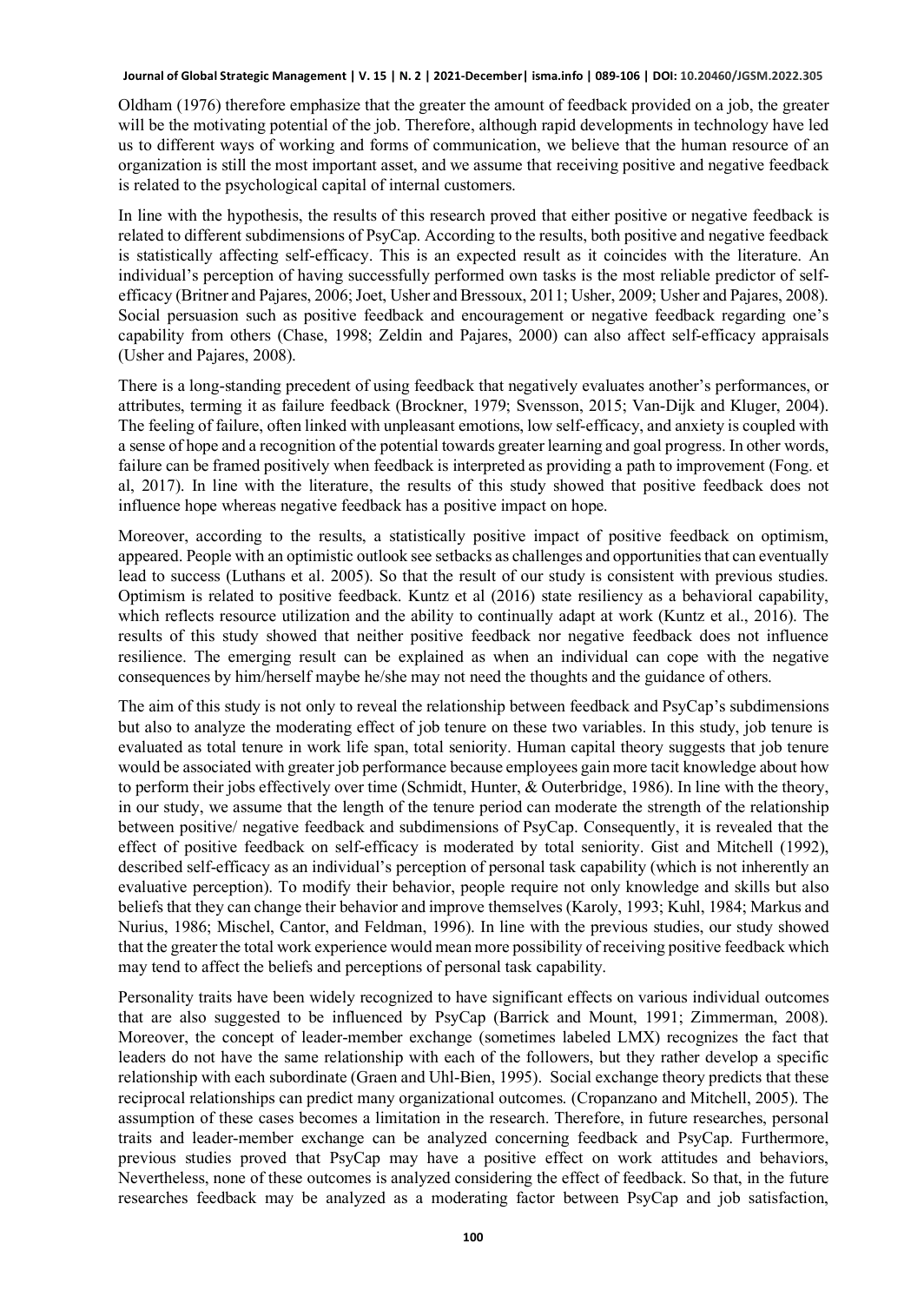Oldham (1976) therefore emphasize that the greater the amount of feedback provided on a job, the greater will be the motivating potential of the job. Therefore, although rapid developments in technology have led us to different ways of working and forms of communication, we believe that the human resource of an organization is still the most important asset, and we assume that receiving positive and negative feedback is related to the psychological capital of internal customers.

In line with the hypothesis, the results of this research proved that either positive or negative feedback is related to different subdimensions of PsyCap. According to the results, both positive and negative feedback is statistically affecting self-efficacy. This is an expected result as it coincides with the literature. An individual's perception of having successfully performed own tasks is the most reliable predictor of self-efficacy (Britner and Pajares, 2006; Joet, Usher and Bressoux, 2011; Usher, 2009; Usher and Pajares, 2008). Social persuasion such as positive feedback and encouragement or negative feedback regarding one's capability from others (Chase, 1998; Zeldin and Pajares, 2000) can also affect self-efficacy appraisals (Usher and Pajares, 2008).

There is a long-standing precedent of using feedback that negatively evaluates another's performances, or attributes, terming it as failure feedback (Brockner, 1979; Svensson, 2015; Van-Dijk and Kluger, 2004). The feeling of failure, often linked with unpleasant emotions, low self-efficacy, and anxiety is coupled with a sense of hope and a recognition of the potential towards greater learning and goal progress. In other words, failure can be framed positively when feedback is interpreted as providing a path to improvement (Fong. et al, 2017). In line with the literature, the results of this study showed that positive feedback does not influence hope whereas negative feedback has a positive impact on hope.

Moreover, according to the results, a statistically positive impact of positive feedback on optimism, appeared. People with an optimistic outlook see setbacks as challenges and opportunities that can eventually lead to success (Luthans et al. 2005). So that the result of our study is consistent with previous studies. Optimism is related to positive feedback. Kuntz et al (2016) state resiliency as a behavioral capability, which reflects resource utilization and the ability to continually adapt at work (Kuntz et al., 2016). The results of this study showed that neither positive feedback nor negative feedback does not influence resilience. The emerging result can be explained as when an individual can cope with the negative consequences by him/herself maybe he/she may not need the thoughts and the guidance of others.

The aim of this study is not only to reveal the relationship between feedback and PsyCap's subdimensions but also to analyze the moderating effect of job tenure on these two variables. In this study, job tenure is evaluated as total tenure in work life span, total seniority. Human capital theory suggests that job tenure would be associated with greater job performance because employees gain more tacit knowledge about how to perform their jobs effectively over time (Schmidt, Hunter, & Outerbridge, 1986). In line with the theory, in our study, we assume that the length of the tenure period can moderate the strength of the relationship between positive/ negative feedback and subdimensions of PsyCap. Consequently, it is revealed that the effect of positive feedback on self-efficacy is moderated by total seniority. Gist and Mitchell (1992), described self-efficacy as an individual's perception of personal task capability (which is not inherently an evaluative perception). To modify their behavior, people require not only knowledge and skills but also beliefs that they can change their behavior and improve themselves (Karoly, 1993; Kuhl, 1984; Markus and Nurius, 1986; Mischel, Cantor, and Feldman, 1996). In line with the previous studies, our study showed that the greater the total work experience would mean more possibility of receiving positive feedback which may tend to affect the beliefs and perceptions of personal task capability.

Personality traits have been widely recognized to have significant effects on various individual outcomes that are also suggested to be influenced by PsyCap (Barrick and Mount, 1991; Zimmerman, 2008). Moreover, the concept of leader-member exchange (sometimes labeled LMX) recognizes the fact that leaders do not have the same relationship with each of the followers, but they rather develop a specific relationship with each subordinate (Graen and Uhl-Bien, 1995). Social exchange theory predicts that these reciprocal relationships can predict many organizational outcomes. (Cropanzano and Mitchell, 2005). The assumption of these cases becomes a limitation in the research. Therefore, in future researches, personal traits and leader-member exchange can be analyzed concerning feedback and PsyCap. Furthermore, previous studies proved that PsyCap may have a positive effect on work attitudes and behaviors, Nevertheless, none of these outcomes is analyzed considering the effect of feedback. So that, in the future researches feedback may be analyzed as a moderating factor between PsyCap and job satisfaction,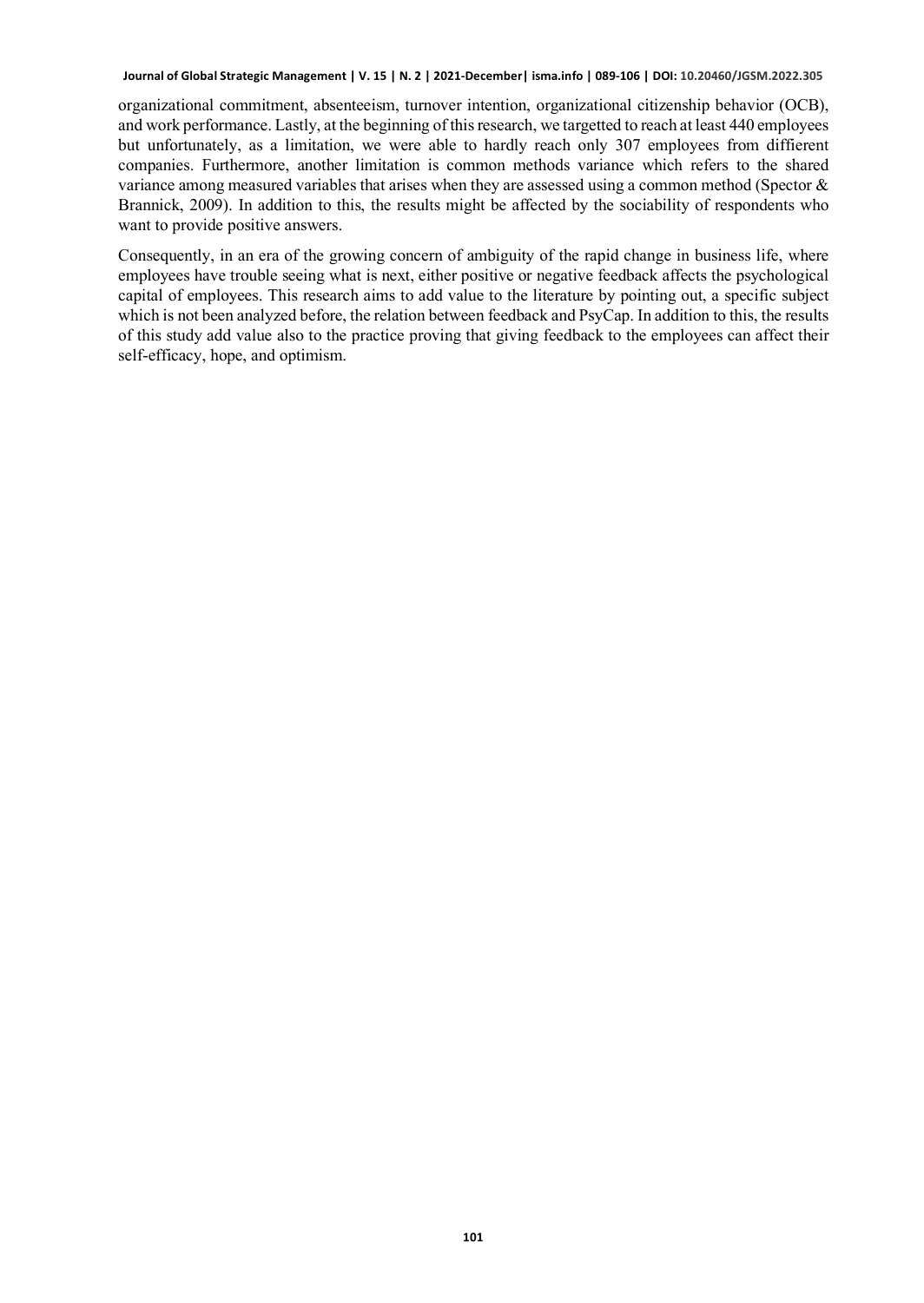organizational commitment, absenteeism, turnover intention, organizational citizenship behavior (OCB), and work performance. Lastly, at the beginning of this research, we targetted to reach at least 440 employees but unfortunately, as a limitation, we were able to hardly reach only 307 employees from diffierent companies. Furthermore, another limitation is common methods variance which refers to the shared variance among measured variables that arises when they are assessed using a common method (Spector & Brannick, 2009). In addition to this, the results might be affected by the sociability of respondents who want to provide positive answers.

Consequently, in an era of the growing concern of ambiguity of the rapid change in business life, where employees have trouble seeing what is next, either positive or negative feedback affects the psychological capital of employees. This research aims to add value to the literature by pointing out, a specific subject which is not been analyzed before, the relation between feedback and PsyCap. In addition to this, the results of this study add value also to the practice proving that giving feedback to the employees can affect their self-efficacy, hope, and optimism.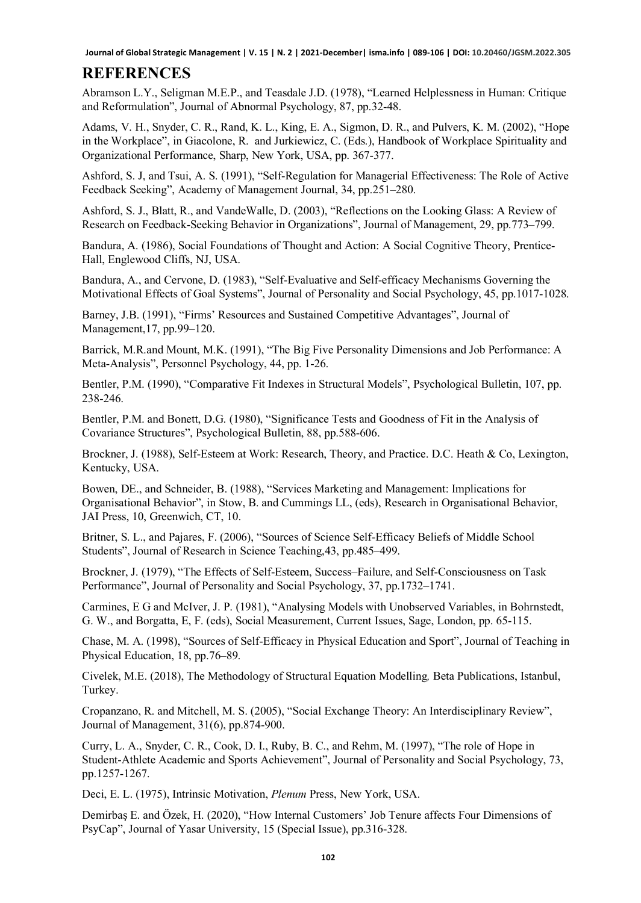# REFERENCES

Abramson L.Y., Seligman M.E.P., and Teasdale J.D. (1978), "Learned Helplessness in Human: Critique and Reformulation", Journal of Abnormal Psychology, 87, pp.32-48.

Adams, V. H., Snyder, C. R., Rand, K. L., King, E. A., Sigmon, D. R., and Pulvers, K. M. (2002), "Hope in the Workplace", in Giacolone, R. and Jurkiewicz, C. (Eds.), Handbook of Workplace Spirituality and Organizational Performance, Sharp, New York, USA, pp. 367-377.

Ashford, S. J, and Tsui, A. S. (1991), "Self-Regulation for Managerial Effectiveness: The Role of Active Feedback Seeking", Academy of Management Journal, 34, pp.251–280.

Ashford, S. J., Blatt, R., and VandeWalle, D. (2003), "Reflections on the Looking Glass: A Review of Research on Feedback-Seeking Behavior in Organizations", Journal of Management, 29, pp.773–799.

Bandura, A. (1986), Social Foundations of Thought and Action: A Social Cognitive Theory, Prentice-Hall, Englewood Cliffs, NJ, USA.

Bandura, A., and Cervone, D. (1983), "Self-Evaluative and Self-efficacy Mechanisms Governing the Motivational Effects of Goal Systems", Journal of Personality and Social Psychology, 45, pp.1017-1028.

Barney, J.B. (1991), "Firms' Resources and Sustained Competitive Advantages", Journal of Management,17, pp.99–120.

Barrick, M.R.and Mount, M.K. (1991), "The Big Five Personality Dimensions and Job Performance: A Meta-Analysis", Personnel Psychology, 44, pp. 1-26.

Bentler, P.M. (1990), "Comparative Fit Indexes in Structural Models", Psychological Bulletin, 107, pp. 238-246.

Bentler, P.M. and Bonett, D.G. (1980), "Significance Tests and Goodness of Fit in the Analysis of Covariance Structures", Psychological Bulletin, 88, pp.588-606.

Brockner, J. (1988), Self-Esteem at Work: Research, Theory, and Practice. D.C. Heath & Co, Lexington, Kentucky, USA.

Bowen, DE., and Schneider, B. (1988), "Services Marketing and Management: Implications for Organisational Behavior", in Stow, B. and Cummings LL, (eds), Research in Organisational Behavior, JAI Press, 10, Greenwich, CT, 10.

Britner, S. L., and Pajares, F. (2006), "Sources of Science Self-Efficacy Beliefs of Middle School Students", Journal of Research in Science Teaching,43, pp.485–499.

Brockner, J. (1979), "The Effects of Self-Esteem, Success–Failure, and Self-Consciousness on Task Performance", Journal of Personality and Social Psychology, 37, pp.1732–1741.

Carmines, E G and McIver, J. P. (1981), "Analysing Models with Unobserved Variables, in Bohrnstedt, G. W., and Borgatta, E, F. (eds), Social Measurement, Current Issues, Sage, London, pp. 65-115.

Chase, M. A. (1998), "Sources of Self-Efficacy in Physical Education and Sport", Journal of Teaching in Physical Education, 18, pp.76–89.

Civelek, M.E. (2018), The Methodology of Structural Equation Modelling*,* Beta Publications, Istanbul, Turkey.

Cropanzano, R. and Mitchell, M. S. (2005), "Social Exchange Theory: An Interdisciplinary Review", Journal of Management, 31(6), pp.874-900.

Curry, L. A., Snyder, C. R., Cook, D. I., Ruby, B. C., and Rehm, M. (1997), "The role of Hope in Student-Athlete Academic and Sports Achievement", Journal of Personality and Social Psychology, 73, pp.1257-1267.

Deci, E. L. (1975), Intrinsic Motivation, *Plenum* Press, New York, USA.

Demirbaş E. and Özek, H. (2020), "How Internal Customers' Job Tenure affects Four Dimensions of PsyCap", Journal of Yasar University, 15 (Special Issue), pp.316-328.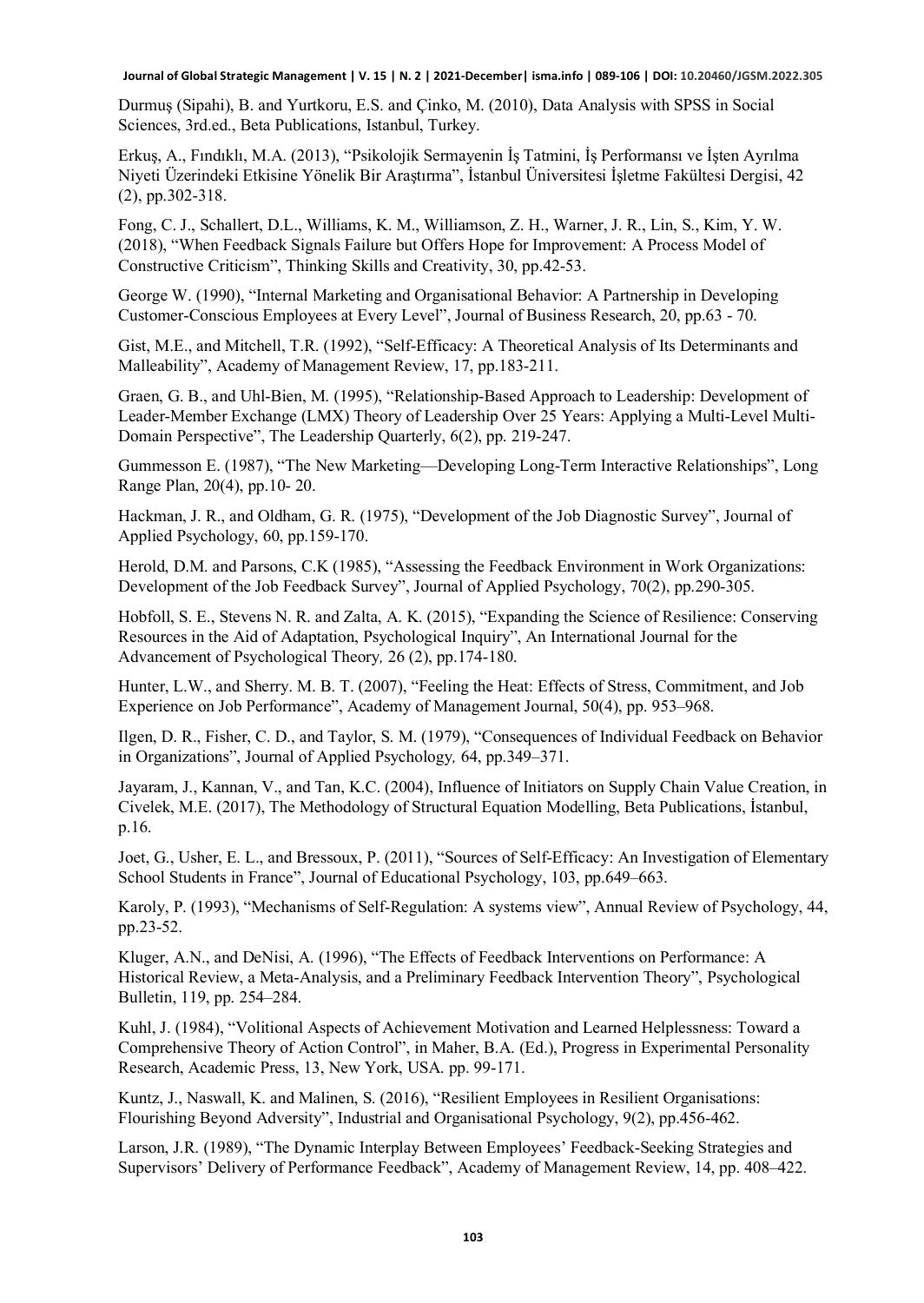Durmuş (Sipahi), B. and Yurtkoru, E.S. and Çinko, M. (2010), Data Analysis with SPSS in Social Sciences, 3rd.ed., Beta Publications, Istanbul, Turkey.

Erkuş, A., Fındıklı, M.A. (2013), "Psikolojik Sermayenin İş Tatmini, İş Performansı ve İşten Ayrılma Niyeti Üzerindeki Etkisine Yönelik Bir Araştırma", İstanbul Üniversitesi İşletme Fakültesi Dergisi, 42 (2), pp.302-318.

Fong, C. J., Schallert, D.L., Williams, K. M., Williamson, Z. H., Warner, J. R., Lin, S., Kim, Y. W. (2018), "When Feedback Signals Failure but Offers Hope for Improvement: A Process Model of Constructive Criticism", Thinking Skills and Creativity, 30, pp.42-53.

George W. (1990), "Internal Marketing and Organisational Behavior: A Partnership in Developing Customer-Conscious Employees at Every Level", Journal of Business Research, 20, pp.63 - 70.

Gist, M.E., and Mitchell, T.R. (1992), "Self-Efficacy: A Theoretical Analysis of Its Determinants and Malleability", Academy of Management Review, 17, pp.183-211.

Graen, G. B., and Uhl-Bien, M. (1995), "Relationship-Based Approach to Leadership: Development of Leader-Member Exchange (LMX) Theory of Leadership Over 25 Years: Applying a Multi-Level Multi-Domain Perspective", The Leadership Quarterly, 6(2), pp. 219-247.

Gummesson E. (1987), "The New Marketing—Developing Long-Term Interactive Relationships", Long Range Plan, 20(4), pp.10- 20.

Hackman, J. R., and Oldham, G. R. (1975), "Development of the Job Diagnostic Survey", Journal of Applied Psychology, 60, pp.159-170.

Herold, D.M. and Parsons, C.K (1985), "Assessing the Feedback Environment in Work Organizations: Development of the Job Feedback Survey", Journal of Applied Psychology, 70(2), pp.290-305.

Hobfoll, S. E., Stevens N. R. and Zalta, A. K. (2015), "Expanding the Science of Resilience: Conserving Resources in the Aid of Adaptation, Psychological Inquiry", An International Journal for the Advancement of Psychological Theory*,* 26 (2), pp.174-180.

Hunter, L.W., and Sherry. M. B. T. (2007), "Feeling the Heat: Effects of Stress, Commitment, and Job Experience on Job Performance", Academy of Management Journal, 50(4), pp. 953–968.

Ilgen, D. R., Fisher, C. D., and Taylor, S. M. (1979), "Consequences of Individual Feedback on Behavior in Organizations", Journal of Applied Psychology*,* 64, pp.349–371.

Jayaram, J., Kannan, V., and Tan, K.C. (2004), Influence of Initiators on Supply Chain Value Creation, in Civelek, M.E. (2017), The Methodology of Structural Equation Modelling, Beta Publications, İstanbul, p.16.

Joet, G., Usher, E. L., and Bressoux, P. (2011), "Sources of Self-Efficacy: An Investigation of Elementary School Students in France", Journal of Educational Psychology, 103, pp.649–663.

Karoly, P. (1993), "Mechanisms of Self-Regulation: A systems view", Annual Review of Psychology, 44, pp.23-52.

Kluger, A.N., and DeNisi, A. (1996), "The Effects of Feedback Interventions on Performance: A Historical Review, a Meta-Analysis, and a Preliminary Feedback Intervention Theory", Psychological Bulletin, 119, pp. 254–284.

Kuhl, J. (1984), "Volitional Aspects of Achievement Motivation and Learned Helplessness: Toward a Comprehensive Theory of Action Control", in Maher, B.A. (Ed.), Progress in Experimental Personality Research, Academic Press, 13, New York, USA. pp. 99-171.

Kuntz, J., Naswall, K. and Malinen, S. (2016), "Resilient Employees in Resilient Organisations: Flourishing Beyond Adversity", Industrial and Organisational Psychology, 9(2), pp.456-462.

Larson, J.R. (1989), "The Dynamic Interplay Between Employees' Feedback-Seeking Strategies and Supervisors' Delivery of Performance Feedback", Academy of Management Review, 14, pp. 408–422.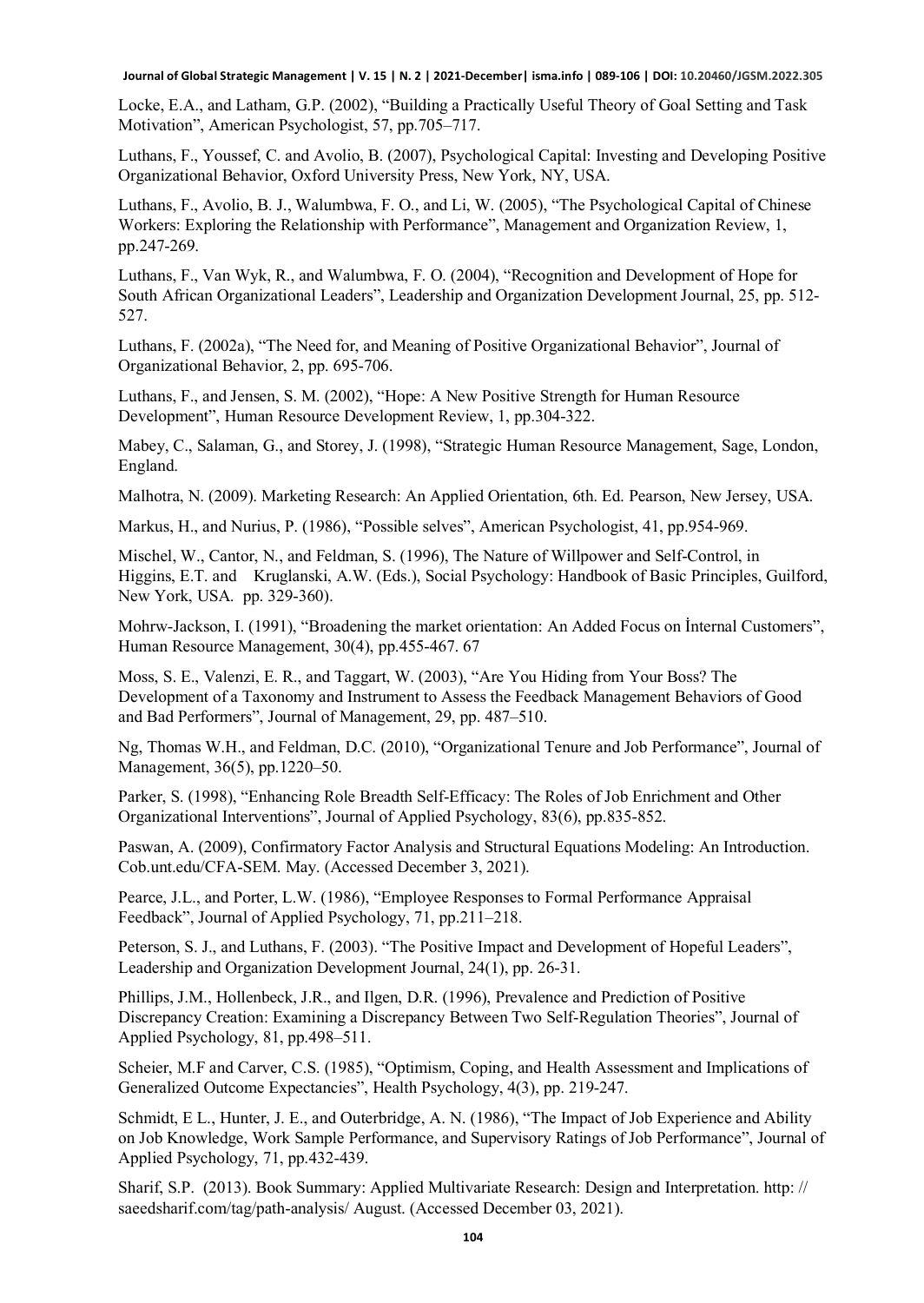Locke, E.A., and Latham, G.P. (2002), "Building a Practically Useful Theory of Goal Setting and Task Motivation", American Psychologist, 57, pp.705–717.

Luthans, F., Youssef, C. and Avolio, B. (2007), Psychological Capital: Investing and Developing Positive Organizational Behavior, Oxford University Press, New York, NY, USA.

Luthans, F., Avolio, B. J., Walumbwa, F. O., and Li, W. (2005), "The Psychological Capital of Chinese Workers: Exploring the Relationship with Performance", Management and Organization Review, 1, pp.247-269.

Luthans, F., Van Wyk, R., and Walumbwa, F. O. (2004), "Recognition and Development of Hope for South African Organizational Leaders", Leadership and Organization Development Journal, 25, pp. 512-527.

Luthans, F. (2002a), "The Need for, and Meaning of Positive Organizational Behavior", Journal of Organizational Behavior, 2, pp. 695-706.

Luthans, F., and Jensen, S. M. (2002), "Hope: A New Positive Strength for Human Resource Development", Human Resource Development Review, 1, pp.304-322.

Mabey, C., Salaman, G., and Storey, J. (1998), "Strategic Human Resource Management, Sage, London, England.

Malhotra, N. (2009). Marketing Research: An Applied Orientation, 6th. Ed. Pearson, New Jersey, USA.

Markus, H., and Nurius, P. (1986), "Possible selves", American Psychologist, 41, pp.954-969.

Mischel, W., Cantor, N., and Feldman, S. (1996), The Nature of Willpower and Self-Control, in Higgins, E.T. and Kruglanski, A.W. (Eds.), Social Psychology: Handbook of Basic Principles, Guilford, New York, USA. pp. 329-360).

Mohrw-Jackson, I. (1991), "Broadening the market orientation: An Added Focus on İnternal Customers", Human Resource Management, 30(4), pp.455-467. 67

Moss, S. E., Valenzi, E. R., and Taggart, W. (2003), "Are You Hiding from Your Boss? The Development of a Taxonomy and Instrument to Assess the Feedback Management Behaviors of Good and Bad Performers", Journal of Management, 29, pp. 487–510.

Ng, Thomas W.H., and Feldman, D.C. (2010), "Organizational Tenure and Job Performance", Journal of Management, 36(5), pp.1220–50.

Parker, S. (1998), "Enhancing Role Breadth Self-Efficacy: The Roles of Job Enrichment and Other Organizational Interventions", Journal of Applied Psychology, 83(6), pp.835-852.

Paswan, A. (2009), Confirmatory Factor Analysis and Structural Equations Modeling: An Introduction. Cob.unt.edu/CFA-SEM. May. (Accessed December 3, 2021).

Pearce, J.L., and Porter, L.W. (1986), "Employee Responses to Formal Performance Appraisal Feedback", Journal of Applied Psychology, 71, pp.211–218.

Peterson, S. J., and Luthans, F. (2003). "The Positive Impact and Development of Hopeful Leaders", Leadership and Organization Development Journal, 24(1), pp. 26-31.

Phillips, J.M., Hollenbeck, J.R., and Ilgen, D.R. (1996), Prevalence and Prediction of Positive Discrepancy Creation: Examining a Discrepancy Between Two Self-Regulation Theories", Journal of Applied Psychology, 81, pp.498–511.

Scheier, M.F and Carver, C.S. (1985), "Optimism, Coping, and Health Assessment and Implications of Generalized Outcome Expectancies", Health Psychology, 4(3), pp. 219-247.

Schmidt, E L., Hunter, J. E., and Outerbridge, A. N. (1986), "The Impact of Job Experience and Ability on Job Knowledge, Work Sample Performance, and Supervisory Ratings of Job Performance", Journal of Applied Psychology, 71, pp.432-439.

Sharif, S.P. (2013). Book Summary: Applied Multivariate Research: Design and Interpretation. http: // saeedsharif.com/tag/path-analysis/ August. (Accessed December 03, 2021).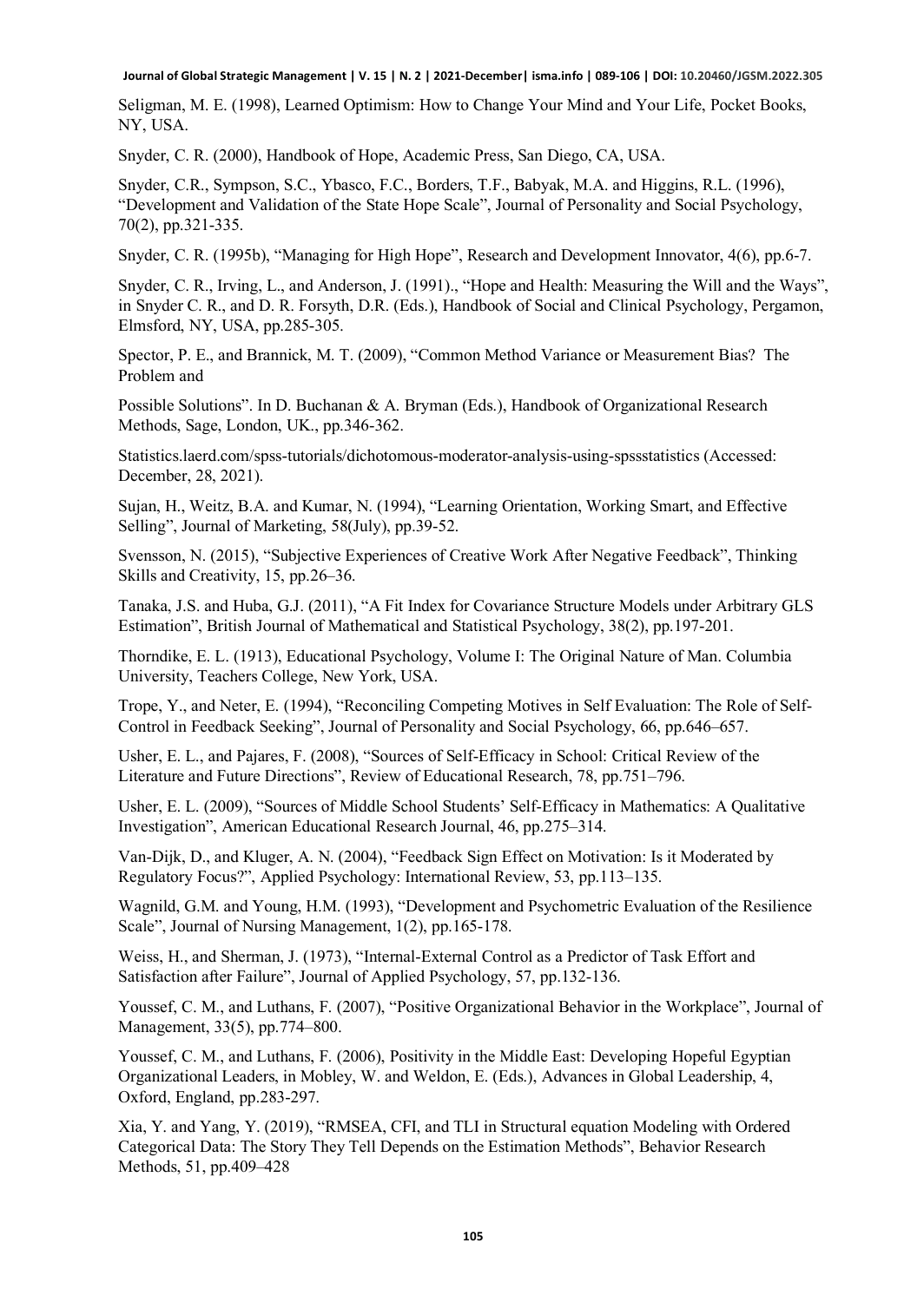Seligman, M. E. (1998), Learned Optimism: How to Change Your Mind and Your Life, Pocket Books, NY, USA.

Snyder, C. R. (2000), Handbook of Hope, Academic Press, San Diego, CA, USA.

Snyder, C.R., Sympson, S.C., Ybasco, F.C., Borders, T.F., Babyak, M.A. and Higgins, R.L. (1996), "Development and Validation of the State Hope Scale", Journal of Personality and Social Psychology, 70(2), pp.321-335.

Snyder, C. R. (1995b), "Managing for High Hope", Research and Development Innovator, 4(6), pp.6-7.

Snyder, C. R., Irving, L., and Anderson, J. (1991)., "Hope and Health: Measuring the Will and the Ways", in Snyder C. R., and D. R. Forsyth, D.R. (Eds.), Handbook of Social and Clinical Psychology, Pergamon, Elmsford, NY, USA, pp.285-305.

Spector, P. E., and Brannick, M. T. (2009), "Common Method Variance or Measurement Bias? The Problem and

Possible Solutions". In D. Buchanan & A. Bryman (Eds.), Handbook of Organizational Research Methods, Sage, London, UK., pp.346-362.

Statistics.laerd.com/spss-tutorials/dichotomous-moderator-analysis-using-spssstatistics (Accessed: December, 28, 2021).

Sujan, H., Weitz, B.A. and Kumar, N. (1994), "Learning Orientation, Working Smart, and Effective Selling", Journal of Marketing, 58(July), pp.39-52.

Svensson, N. (2015), "Subjective Experiences of Creative Work After Negative Feedback", Thinking Skills and Creativity, 15, pp.26–36.

Tanaka, J.S. and Huba, G.J. (2011), "A Fit Index for Covariance Structure Models under Arbitrary GLS Estimation", British Journal of Mathematical and Statistical Psychology, 38(2), pp.197-201.

Thorndike, E. L. (1913), Educational Psychology, Volume I: The Original Nature of Man. Columbia University, Teachers College, New York, USA.

Trope, Y., and Neter, E. (1994), "Reconciling Competing Motives in Self Evaluation: The Role of Self-Control in Feedback Seeking", Journal of Personality and Social Psychology, 66, pp.646–657.

Usher, E. L., and Pajares, F. (2008), "Sources of Self-Efficacy in School: Critical Review of the Literature and Future Directions", Review of Educational Research, 78, pp.751–796.

Usher, E. L. (2009), "Sources of Middle School Students' Self-Efficacy in Mathematics: A Qualitative Investigation", American Educational Research Journal, 46, pp.275–314.

Van-Dijk, D., and Kluger, A. N. (2004), "Feedback Sign Effect on Motivation: Is it Moderated by Regulatory Focus?", Applied Psychology: International Review, 53, pp.113–135.

Wagnild, G.M. and Young, H.M. (1993), "Development and Psychometric Evaluation of the Resilience Scale", Journal of Nursing Management, 1(2), pp.165-178.

Weiss, H., and Sherman, J. (1973), "Internal-External Control as a Predictor of Task Effort and Satisfaction after Failure", Journal of Applied Psychology, 57, pp.132-136.

Youssef, C. M., and Luthans, F. (2007), "Positive Organizational Behavior in the Workplace", Journal of Management, 33(5), pp.774–800.

Youssef, C. M., and Luthans, F. (2006), Positivity in the Middle East: Developing Hopeful Egyptian Organizational Leaders, in Mobley, W. and Weldon, E. (Eds.), Advances in Global Leadership, 4, Oxford, England, pp.283-297.

Xia, Y. and Yang, Y. (2019), "RMSEA, CFI, and TLI in Structural equation Modeling with Ordered Categorical Data: The Story They Tell Depends on the Estimation Methods", Behavior Research Methods, 51, pp.409–428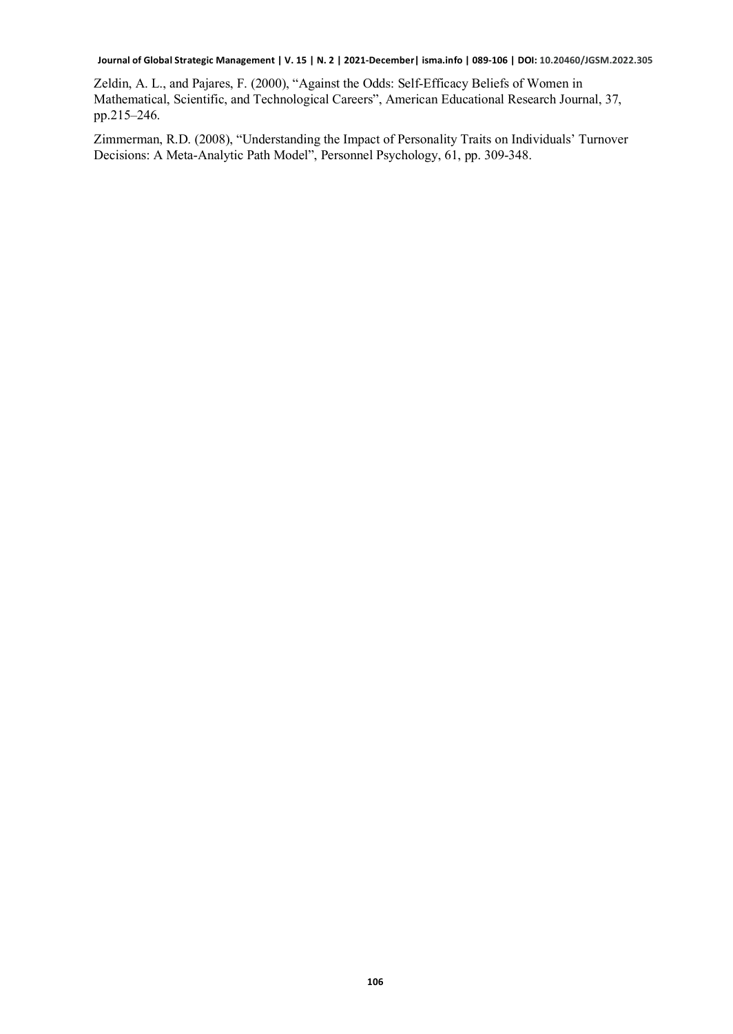Zeldin, A. L., and Pajares, F. (2000), "Against the Odds: Self-Efficacy Beliefs of Women in Mathematical, Scientific, and Technological Careers", American Educational Research Journal, 37, pp.215–246.

Zimmerman, R.D. (2008), "Understanding the Impact of Personality Traits on Individuals' Turnover Decisions: A Meta-Analytic Path Model", Personnel Psychology, 61, pp. 309-348.